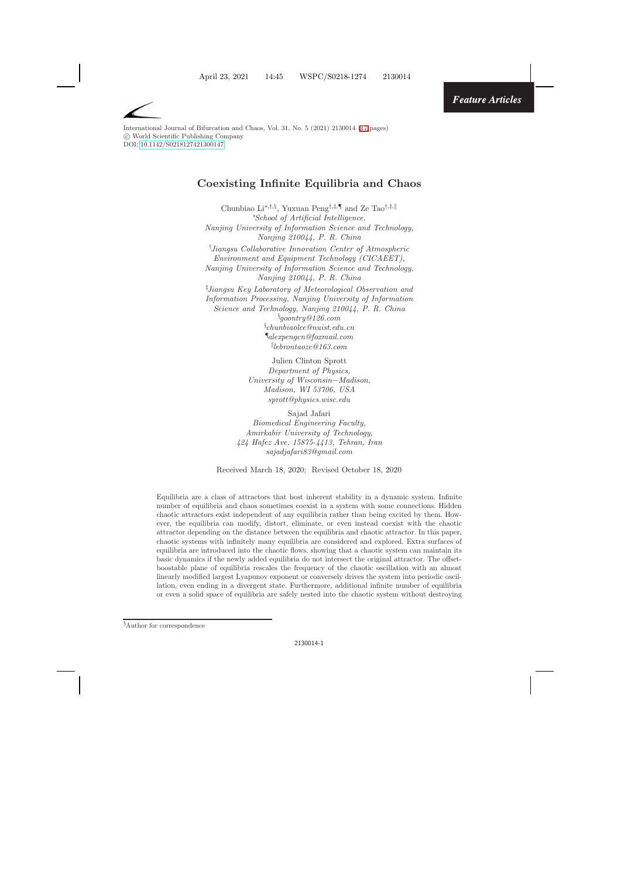# Coexisting Infinite Equilibria and Chaos

Chunbiao Li[*,†,§], Yuxuan Peng[†,‡,¶] and Ze Tao[†,‡,‖]

[*]*School of Artificial Intelligence, Nanjing University of Information Science and Technology, Nanjing 210044, P. R. China*

[†]*Jiangsu Collaborative Innovation Center of Atmospheric Environment and Equipment Technology (CICAEET), Nanjing University of Information Science and Technology, Nanjing 210044, P. R. China*

[‡]*Jiangsu Key Laboratory of Meteorological Observation and Information Processing, Nanjing University of Information Science and Technology, Nanjing 210044, P. R. China*

[§]*goontry@126.com*
[§]*chunbiaolee@nuist.edu.cn*
[¶]*alexpengcn@foxmail.com*
[‖]*lebrontaoze@163.com*

Julien Clinton Sprott
*Department of Physics, University of Wisconsin−Madison, Madison, WI 53706, USA*
*sprott@physics.wisc.edu*

Sajad Jafari
*Biomedical Engineering Faculty, Amirkabir University of Technology, 424 Hafez Ave, 15875-4413, Tehran, Iran*
*sajadjafari83@gmail.com*

Received March 18, 2020; Revised October 18, 2020

Equilibria are a class of attractors that host inherent stability in a dynamic system. Infinite number of equilibria and chaos sometimes coexist in a system with some connections. Hidden chaotic attractors exist independent of any equilibria rather than being excited by them. However, the equilibria can modify, distort, eliminate, or even instead coexist with the chaotic attractor depending on the distance between the equilibria and chaotic attractor. In this paper, chaotic systems with infinitely many equilibria are considered and explored. Extra surfaces of equilibria are introduced into the chaotic flows, showing that a chaotic system can maintain its basic dynamics if the newly added equilibria do not intersect the original attractor. The offset-boostable plane of equilibria rescales the frequency of the chaotic oscillation with an almost linearly modified largest Lyapunov exponent or conversely drives the system into periodic oscillation, even ending in a divergent state. Furthermore, additional infinite number of equilibria or even a solid space of equilibria are safely nested into the chaotic system without destroying

[§]Author for correspondence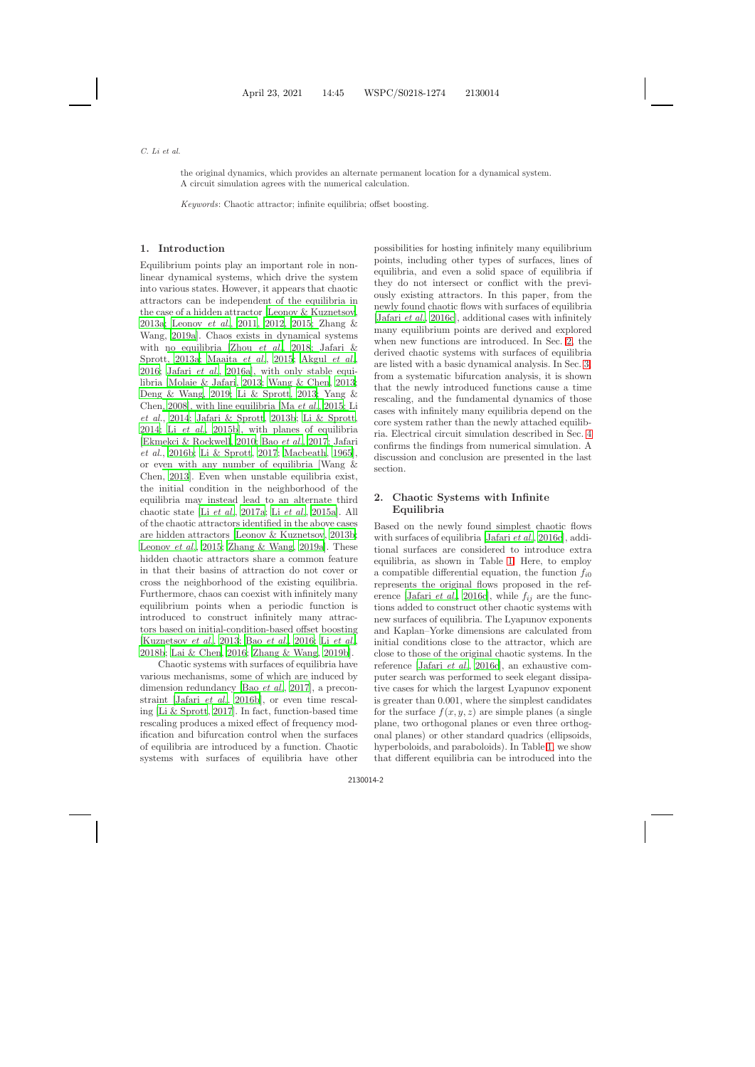the original dynamics, which provides an alternate permanent location for a dynamical system. A circuit simulation agrees with the numerical calculation.

*Keywords*: Chaotic attractor; infinite equilibria; offset boosting.

## 1. Introduction

Equilibrium points play an important role in nonlinear dynamical systems, which drive the system into various states. However, it appears that chaotic attractors can be independent of the equilibria in the case of a hidden attractor [Leonov & Kuznetsov, 2013a; Leonov *et al.*, 2011, 2012, 2015; Zhang & Wang, 2019a]. Chaos exists in dynamical systems with no equilibria [Zhou *et al.*, 2018; Jafari & Sprott, 2013a; Maaita *et al.*, 2015; Akgul *et al.*, 2016; Jafari *et al.*, 2016a], with only stable equilibria [Molaie & Jafari, 2013; Wang & Chen, 2013; Deng & Wang, 2019; Li & Sprott, 2013; Yang & Chen, 2008], with line equilibria [Ma *et al.*, 2015; Li *et al.*, 2014; Jafari & Sprott, 2013b; Li & Sprott, 2014; Li *et al.*, 2015b], with planes of equilibria [Ekmekci & Rockwell, 2010; Bao *et al.*, 2017; Jafari *et al.*, 2016b; Li & Sprott, 2017; Macbeath, 1965], or even with any number of equilibria [Wang & Chen, 2013]. Even when unstable equilibria exist, the initial condition in the neighborhood of the equilibria may instead lead to an alternate third chaotic state [Li *et al.*, 2017a; Li *et al.*, 2015a]. All of the chaotic attractors identified in the above cases are hidden attractors [Leonov & Kuznetsov, 2013b; Leonov *et al.*, 2015; Zhang & Wang, 2019a]. These hidden chaotic attractors share a common feature in that their basins of attraction do not cover or cross the neighborhood of the existing equilibria. Furthermore, chaos can coexist with infinitely many equilibrium points when a periodic function is introduced to construct infinitely many attractors based on initial-condition-based offset boosting [Kuznetsov *et al.*, 2013; Bao *et al.*, 2016; Li *et al.*, 2018b; Lai & Chen, 2016; Zhang & Wang, 2019b].

Chaotic systems with surfaces of equilibria have various mechanisms, some of which are induced by dimension redundancy [Bao *et al.*, 2017], a preconstraint [Jafari *et al.*, 2016b], or even time rescaling [Li & Sprott, 2017]. In fact, function-based time rescaling produces a mixed effect of frequency modification and bifurcation control when the surfaces of equilibria are introduced by a function. Chaotic systems with surfaces of equilibria have other possibilities for hosting infinitely many equilibrium points, including other types of surfaces, lines of equilibria, and even a solid space of equilibria if they do not intersect or conflict with the previously existing attractors. In this paper, from the newly found chaotic flows with surfaces of equilibria [Jafari *et al.*, 2016c], additional cases with infinitely many equilibrium points are derived and explored when new functions are introduced. In Sec. 2, the derived chaotic systems with surfaces of equilibria are listed with a basic dynamical analysis. In Sec. 3, from a systematic bifurcation analysis, it is shown that the newly introduced functions cause a time rescaling, and the fundamental dynamics of those cases with infinitely many equilibria depend on the core system rather than the newly attached equilibria. Electrical circuit simulation described in Sec. 4 confirms the findings from numerical simulation. A discussion and conclusion are presented in the last section.

## 2. Chaotic Systems with Infinite Equilibria

Based on the newly found simplest chaotic flows with surfaces of equilibria [Jafari *et al.*, 2016c], additional surfaces are considered to introduce extra equilibria, as shown in Table 1. Here, to employ a compatible differential equation, the function $f_{i0}$ represents the original flows proposed in the reference [Jafari *et al.*, 2016c], while $f_{ij}$ are the functions added to construct other chaotic systems with new surfaces of equilibria. The Lyapunov exponents and Kaplan–Yorke dimensions are calculated from initial conditions close to the attractor, which are close to those of the original chaotic systems. In the reference [Jafari *et al.*, 2016c], an exhaustive computer search was performed to seek elegant dissipative cases for which the largest Lyapunov exponent is greater than 0.001, where the simplest candidates for the surface $f(x, y, z)$ are simple planes (a single plane, two orthogonal planes or even three orthogonal planes) or other standard quadrics (ellipsoids, hyperboloids, and paraboloids). In Table 1, we show that different equilibria can be introduced into the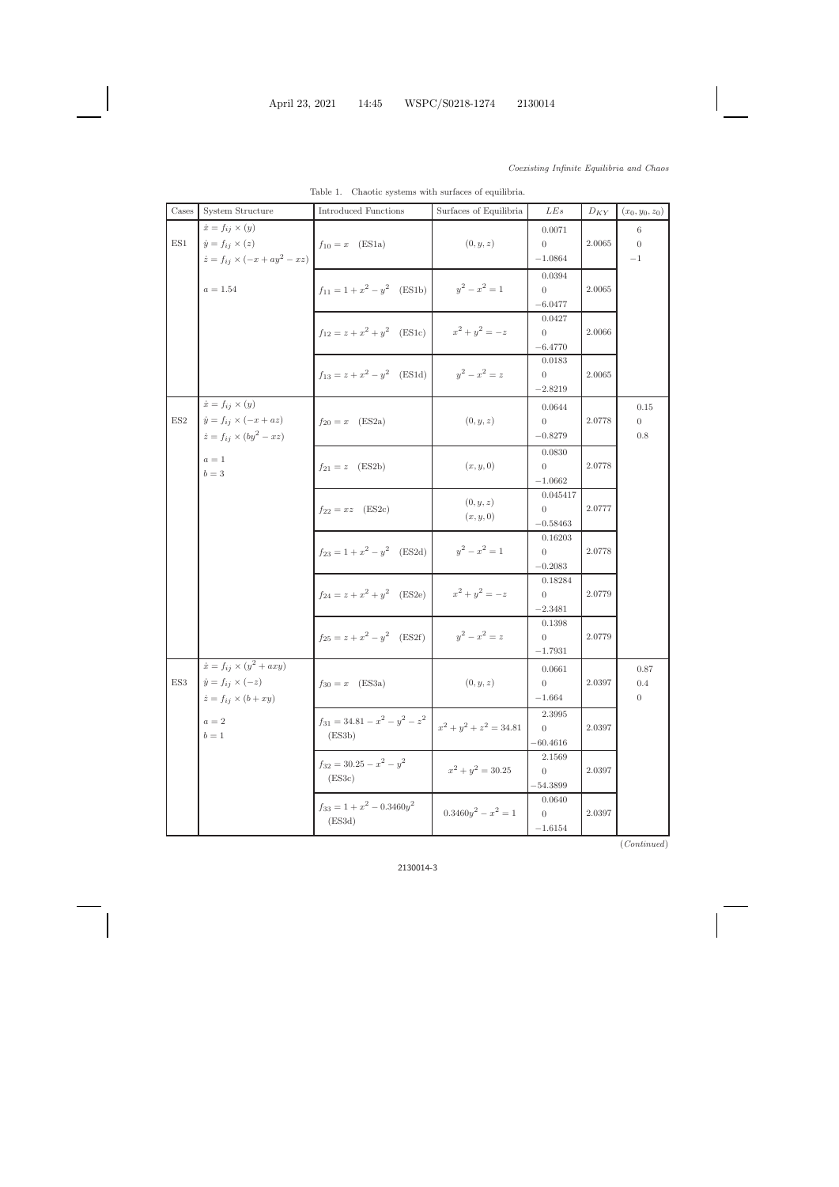Table 1. Chaotic systems with surfaces of equilibria.

| Cases | System Structure | Introduced Functions | Surfaces of Equilibria | $LEs$ | $D_{KY}$ | $(x_0, y_0, z_0)$ |
|---|---|---|---|---|---|---|
| ES1 | $\dot{x} = f_{ij} \times (y)$ <br> $\dot{y} = f_{ij} \times (z)$ <br> $\dot{z} = f_{ij} \times (-x + ay^2 - xz)$ <br> $a = 1.54$ | $f_{10} = x$ (ES1a) | $(0, y, z)$ | 0.0071 <br> 0 <br> $-1.0864$ | 2.0065 | 6 <br> 0 <br> $-1$ |
| | | $f_{11} = 1 + x^2 - y^2$ (ES1b) | $y^2 - x^2 = 1$ | 0.0394 <br> 0 <br> $-6.0477$ | 2.0065 | |
| | | $f_{12} = z + x^2 + y^2$ (ES1c) | $x^2 + y^2 = -z$ | 0.0427 <br> 0 <br> $-6.4770$ | 2.0066 | |
| | | $f_{13} = z + x^2 - y^2$ (ES1d) | $y^2 - x^2 = z$ | 0.0183 <br> 0 <br> $-2.8219$ | 2.0065 | |
| ES2 | $\dot{x} = f_{ij} \times (y)$ <br> $\dot{y} = f_{ij} \times (-x + az)$ <br> $\dot{z} = f_{ij} \times (by^2 - xz)$ <br> $a = 1$ <br> $b = 3$ | $f_{20} = x$ (ES2a) | $(0, y, z)$ | 0.0644 <br> 0 <br> $-0.8279$ | 2.0778 | 0.15 <br> 0 <br> 0.8 |
| | | $f_{21} = z$ (ES2b) | $(x, y, 0)$ | 0.0830 <br> 0 <br> $-1.0662$ | 2.0778 | |
| | | $f_{22} = xz$ (ES2c) | $(0, y, z)$ <br> $(x, y, 0)$ | 0.045417 <br> 0 <br> $-0.58463$ | 2.0777 | |
| | | $f_{23} = 1 + x^2 - y^2$ (ES2d) | $y^2 - x^2 = 1$ | 0.16203 <br> 0 <br> $-0.2083$ | 2.0778 | |
| | | $f_{24} = z + x^2 + y^2$ (ES2e) | $x^2 + y^2 = -z$ | 0.18284 <br> 0 <br> $-2.3481$ | 2.0779 | |
| | | $f_{25} = z + x^2 - y^2$ (ES2f) | $y^2 - x^2 = z$ | 0.1398 <br> 0 <br> $-1.7931$ | 2.0779 | |
| ES3 | $\dot{x} = f_{ij} \times (y^2 + axy)$ <br> $\dot{y} = f_{ij} \times (-z)$ <br> $\dot{z} = f_{ij} \times (b + xy)$ <br> $a = 2$ <br> $b = 1$ | $f_{30} = x$ (ES3a) | $(0, y, z)$ | 0.0661 <br> 0 <br> $-1.664$ | 2.0397 | 0.87 <br> 0.4 <br> 0 |
| | | $f_{31} = 34.81 - x^2 - y^2 - z^2$ (ES3b) | $x^2 + y^2 + z^2 = 34.81$ | 2.3995 <br> 0 <br> $-60.4616$ | 2.0397 | |
| | | $f_{32} = 30.25 - x^2 - y^2$ (ES3c) | $x^2 + y^2 = 30.25$ | 2.1569 <br> 0 <br> $-54.3899$ | 2.0397 | |
| | | $f_{33} = 1 + x^2 - 0.3460y^2$ (ES3d) | $0.3460y^2 - x^2 = 1$ | 0.0640 <br> 0 <br> $-1.6154$ | 2.0397 | |

(*Continued*)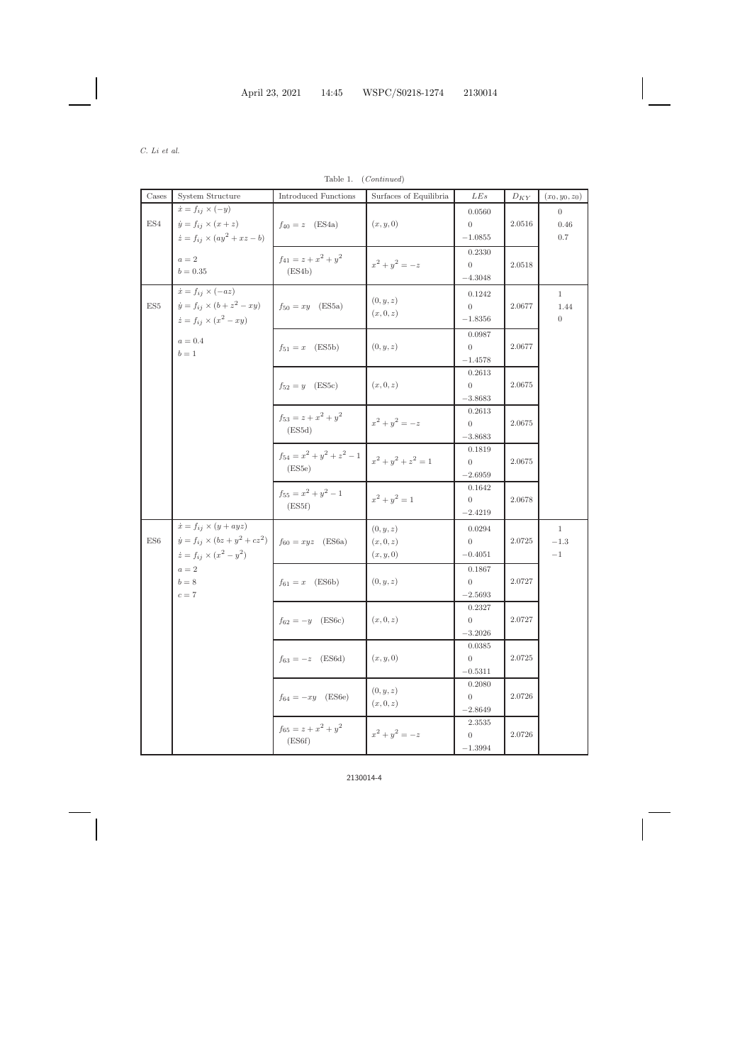Table 1. (*Continued*)

| Cases | System Structure | Introduced Functions | Surfaces of Equilibria | $LEs$ | $D_{KY}$ | $(x_0, y_0, z_0)$ |
|---|---|---|---|---|---|---|
| ES4 | $\dot{x} = f_{ij} \times (-y)$ <br> $\dot{y} = f_{ij} \times (x + z)$ <br> $\dot{z} = f_{ij} \times (ay^2 + xz - b)$ | $f_{40} = z$ (ES4a) | $(x, y, 0)$ | 0.0560 <br> 0 <br> $-1.0855$ | 2.0516 | 0 <br> 0.46 <br> 0.7 |
| | $a = 2$ <br> $b = 0.35$ | $f_{41} = z + x^2 + y^2$ (ES4b) | $x^2 + y^2 = -z$ | 0.2330 <br> 0 <br> $-4.3048$ | 2.0518 | |
| ES5 | $\dot{x} = f_{ij} \times (-az)$ <br> $\dot{y} = f_{ij} \times (b + z^2 - xy)$ <br> $\dot{z} = f_{ij} \times (x^2 - xy)$ | $f_{50} = xy$ (ES5a) | $(0, y, z)$ <br> $(x, 0, z)$ | 0.1242 <br> 0 <br> $-1.8356$ | 2.0677 | 1 <br> 1.44 <br> 0 |
| | $a = 0.4$ <br> $b = 1$ | $f_{51} = x$ (ES5b) | $(0, y, z)$ | 0.0987 <br> 0 <br> $-1.4578$ | 2.0677 | |
| | | $f_{52} = y$ (ES5c) | $(x, 0, z)$ | 0.2613 <br> 0 <br> $-3.8683$ | 2.0675 | |
| | | $f_{53} = z + x^2 + y^2$ (ES5d) | $x^2 + y^2 = -z$ | 0.2613 <br> 0 <br> $-3.8683$ | 2.0675 | |
| | | $f_{54} = x^2 + y^2 + z^2 - 1$ (ES5e) | $x^2 + y^2 + z^2 = 1$ | 0.1819 <br> 0 <br> $-2.6959$ | 2.0675 | |
| | | $f_{55} = x^2 + y^2 - 1$ (ES5f) | $x^2 + y^2 = 1$ | 0.1642 <br> 0 <br> $-2.4219$ | 2.0678 | |
| ES6 | $\dot{x} = f_{ij} \times (y + ayz)$ <br> $\dot{y} = f_{ij} \times (bz + y^2 + cz^2)$ <br> $\dot{z} = f_{ij} \times (x^2 - y^2)$ | $f_{60} = xyz$ (ES6a) | $(0, y, z)$ <br> $(x, 0, z)$ <br> $(x, y, 0)$ | 0.0294 <br> 0 <br> $-0.4051$ | 2.0725 | 1 <br> $-1.3$ <br> $-1$ |
| | $a = 2$ <br> $b = 8$ <br> $c = 7$ | $f_{61} = x$ (ES6b) | $(0, y, z)$ | 0.1867 <br> 0 <br> $-2.5693$ | 2.0727 | |
| | | $f_{62} = -y$ (ES6c) | $(x, 0, z)$ | 0.2327 <br> 0 <br> $-3.2026$ | 2.0727 | |
| | | $f_{63} = -z$ (ES6d) | $(x, y, 0)$ | 0.0385 <br> 0 <br> $-0.5311$ | 2.0725 | |
| | | $f_{64} = -xy$ (ES6e) | $(0, y, z)$ <br> $(x, 0, z)$ | 0.2080 <br> 0 <br> $-2.8649$ | 2.0726 | |
| | | $f_{65} = z + x^2 + y^2$ (ES6f) | $x^2 + y^2 = -z$ | 2.3535 <br> 0 <br> $-1.3994$ | 2.0726 | |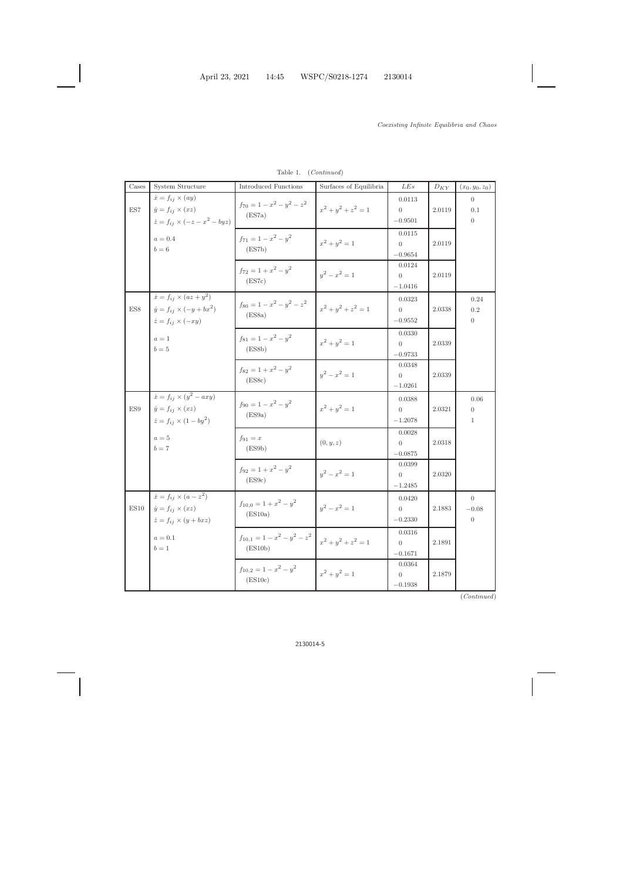Table 1. (*Continued*)

| Cases | System Structure | Introduced Functions | Surfaces of Equilibria | $LEs$ | $D_{KY}$ | $(x_0, y_0, z_0)$ |
|---|---|---|---|---|---|---|
| ES7 | $\dot{x} = f_{ij} \times (ay)$<br>$\dot{y} = f_{ij} \times (xz)$<br>$\dot{z} = f_{ij} \times (-z - x^2 - byz)$ | $f_{70} = 1 - x^2 - y^2 - z^2$<br>(ES7a) | $x^2 + y^2 + z^2 = 1$ | 0.0113<br>0<br>$-0.9501$ | 2.0119 | 0<br>0.1<br>0 |
| | $a = 0.4$<br>$b = 6$ | $f_{71} = 1 - x^2 - y^2$<br>(ES7b) | $x^2 + y^2 = 1$ | 0.0115<br>0<br>$-0.9654$ | 2.0119 | |
| | | $f_{72} = 1 + x^2 - y^2$<br>(ES7c) | $y^2 - x^2 = 1$ | 0.0124<br>0<br>$-1.0416$ | 2.0119 | |
| ES8 | $\dot{x} = f_{ij} \times (az + y^2)$<br>$\dot{y} = f_{ij} \times (-y + bx^2)$<br>$\dot{z} = f_{ij} \times (-xy)$ | $f_{80} = 1 - x^2 - y^2 - z^2$<br>(ES8a) | $x^2 + y^2 + z^2 = 1$ | 0.0323<br>0<br>$-0.9552$ | 2.0338 | 0.24<br>0.2<br>0 |
| | $a = 1$<br>$b = 5$ | $f_{81} = 1 - x^2 - y^2$<br>(ES8b) | $x^2 + y^2 = 1$ | 0.0330<br>0<br>$-0.9733$ | 2.0339 | |
| | | $f_{82} = 1 + x^2 - y^2$<br>(ES8c) | $y^2 - x^2 = 1$ | 0.0348<br>0<br>$-1.0261$ | 2.0339 | |
| ES9 | $\dot{x} = f_{ij} \times (y^2 - axy)$<br>$\dot{y} = f_{ij} \times (xz)$<br>$\dot{z} = f_{ij} \times (1 - by^2)$ | $f_{90} = 1 - x^2 - y^2$<br>(ES9a) | $x^2 + y^2 = 1$ | 0.0388<br>0<br>$-1.2078$ | 2.0321 | 0.06<br>0<br>1 |
| | $a = 5$<br>$b = 7$ | $f_{91} = x$<br>(ES9b) | $(0, y, z)$ | 0.0028<br>0<br>$-0.0875$ | 2.0318 | |
| | | $f_{92} = 1 + x^2 - y^2$<br>(ES9c) | $y^2 - x^2 = 1$ | 0.0399<br>0<br>$-1.2485$ | 2.0320 | |
| ES10 | $\dot{x} = f_{ij} \times (a - z^2)$<br>$\dot{y} = f_{ij} \times (xz)$<br>$\dot{z} = f_{ij} \times (y + bxz)$ | $f_{10,0} = 1 + x^2 - y^2$<br>(ES10a) | $y^2 - x^2 = 1$ | 0.0420<br>0<br>$-0.2330$ | 2.1883 | 0<br>$-0.08$<br>0 |
| | $a = 0.1$<br>$b = 1$ | $f_{10,1} = 1 - x^2 - y^2 - z^2$<br>(ES10b) | $x^2 + y^2 + z^2 = 1$ | 0.0316<br>0<br>$-0.1671$ | 2.1891 | |
| | | $f_{10,2} = 1 - x^2 - y^2$<br>(ES10c) | $x^2 + y^2 = 1$ | 0.0364<br>0<br>$-0.1938$ | 2.1879 | |

(*Continued*)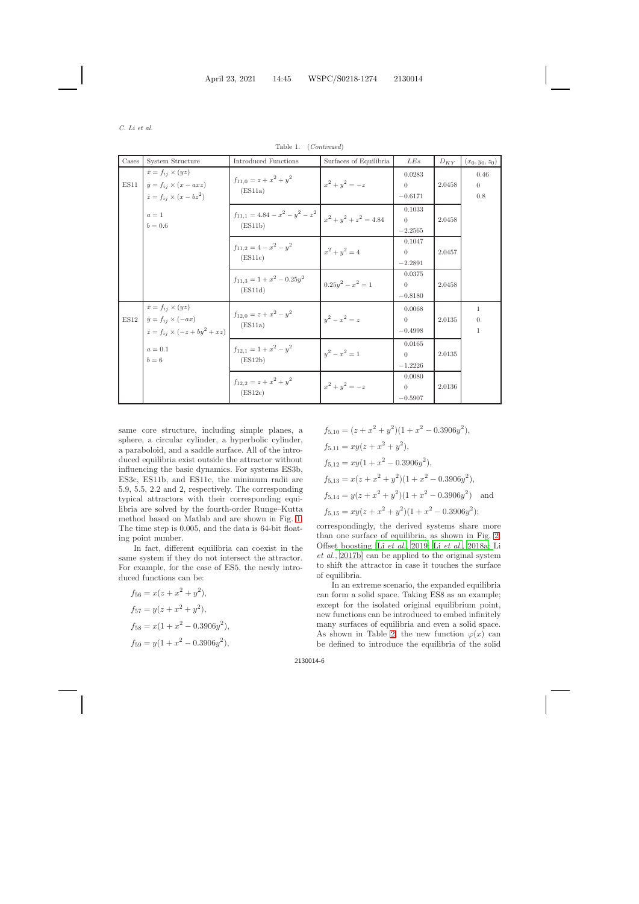Table 1. (*Continued*)

| Cases | System Structure | Introduced Functions | Surfaces of Equilibria | *LEs* | $D_{KY}$ | $(x_0, y_0, z_0)$ |
|---|---|---|---|---|---|---|
| ES11 | $\dot{x} = f_{ij} \times (yz)$ <br> $\dot{y} = f_{ij} \times (x - axz)$ <br> $\dot{z} = f_{ij} \times (x - bz^2)$ | $f_{11,0} = z + x^2 + y^2$ (ES11a) | $x^2 + y^2 = -z$ | 0.0283 <br> 0 <br> −0.6171 | 2.0458 | 0.46 <br> 0 <br> 0.8 |
| | $a = 1$ <br> $b = 0.6$ | $f_{11,1} = 4.84 - x^2 - y^2 - z^2$ (ES11b) | $x^2 + y^2 + z^2 = 4.84$ | 0.1033 <br> 0 <br> −2.2565 | 2.0458 | |
| | | $f_{11,2} = 4 - x^2 - y^2$ (ES11c) | $x^2 + y^2 = 4$ | 0.1047 <br> 0 <br> −2.2891 | 2.0457 | |
| | | $f_{11,3} = 1 + x^2 - 0.25y^2$ (ES11d) | $0.25y^2 - x^2 = 1$ | 0.0375 <br> 0 <br> −0.8180 | 2.0458 | |
| ES12 | $\dot{x} = f_{ij} \times (yz)$ <br> $\dot{y} = f_{ij} \times (-ax)$ <br> $\dot{z} = f_{ij} \times (-z + by^2 + xz)$ | $f_{12,0} = z + x^2 - y^2$ (ES11a) | $y^2 - x^2 = z$ | 0.0068 <br> 0 <br> −0.4998 | 2.0135 | 1 <br> 0 <br> 1 |
| | $a = 0.1$ <br> $b = 6$ | $f_{12,1} = 1 + x^2 - y^2$ (ES12b) | $y^2 - x^2 = 1$ | 0.0165 <br> 0 <br> −1.2226 | 2.0135 | |
| | | $f_{12,2} = z + x^2 + y^2$ (ES12c) | $x^2 + y^2 = -z$ | 0.0080 <br> 0 <br> −0.5907 | 2.0136 | |

same core structure, including simple planes, a sphere, a circular cylinder, a hyperbolic cylinder, a paraboloid, and a saddle surface. All of the introduced equilibria exist outside the attractor without influencing the basic dynamics. For systems ES3b, ES3c, ES11b, and ES11c, the minimum radii are 5.9, 5.5, 2.2 and 2, respectively. The corresponding typical attractors with their corresponding equilibria are solved by the fourth-order Runge–Kutta method based on Matlab and are shown in Fig. 1. The time step is 0.005, and the data is 64-bit floating point number.

In fact, different equilibria can coexist in the same system if they do not intersect the attractor. For example, for the case of ES5, the newly introduced functions can be:

$$f_{56} = x(z + x^2 + y^2),$$
$$f_{57} = y(z + x^2 + y^2),$$
$$f_{58} = x(1 + x^2 - 0.3906y^2),$$
$$f_{59} = y(1 + x^2 - 0.3906y^2),$$
$$f_{5,10} = (z + x^2 + y^2)(1 + x^2 - 0.3906y^2),$$
$$f_{5,11} = xy(z + x^2 + y^2),$$
$$f_{5,12} = xy(1 + x^2 - 0.3906y^2),$$
$$f_{5,13} = x(z + x^2 + y^2)(1 + x^2 - 0.3906y^2),$$
$$f_{5,14} = y(z + x^2 + y^2)(1 + x^2 - 0.3906y^2) \quad \text{and}$$
$$f_{5,15} = xy(z + x^2 + y^2)(1 + x^2 - 0.3906y^2);$$

correspondingly, the derived systems share more than one surface of equilibria, as shown in Fig. 2. Offset boosting [Li *et al.*, 2019; Li *et al.*, 2018a; Li *et al.*, 2017b] can be applied to the original system to shift the attractor in case it touches the surface of equilibria.

In an extreme scenario, the expanded equilibria can form a solid space. Taking ES8 as an example; except for the isolated original equilibrium point, new functions can be introduced to embed infinitely many surfaces of equilibria and even a solid space. As shown in Table 2, the new function $\varphi(x)$ can be defined to introduce the equilibria of the solid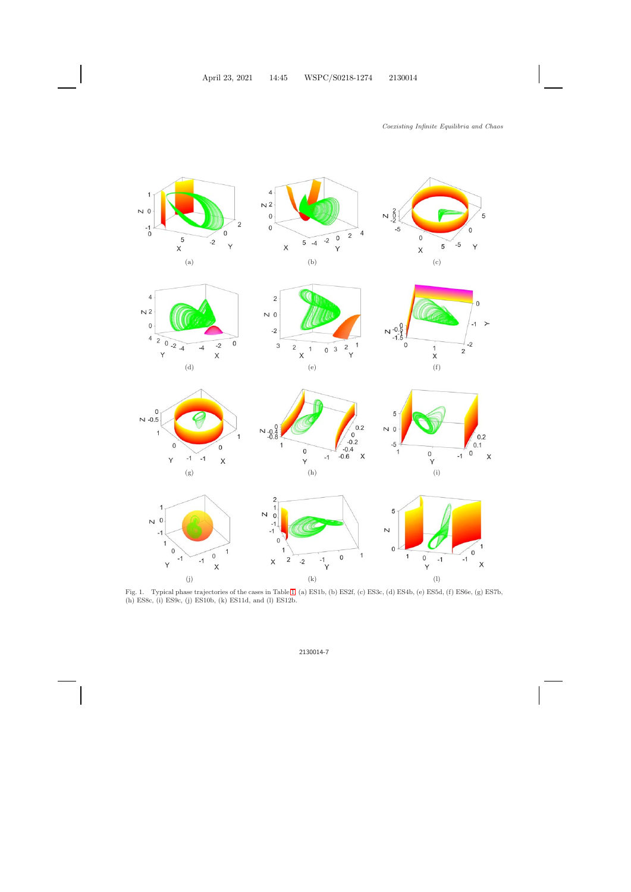Fig. 1. Typical phase trajectories of the cases in Table 1. (a) ES1b, (b) ES2f, (c) ES3c, (d) ES4b, (e) ES5d, (f) ES6e, (g) ES7b, (h) ES8c, (i) ES9c, (j) ES10b, (k) ES11d, and (l) ES12b.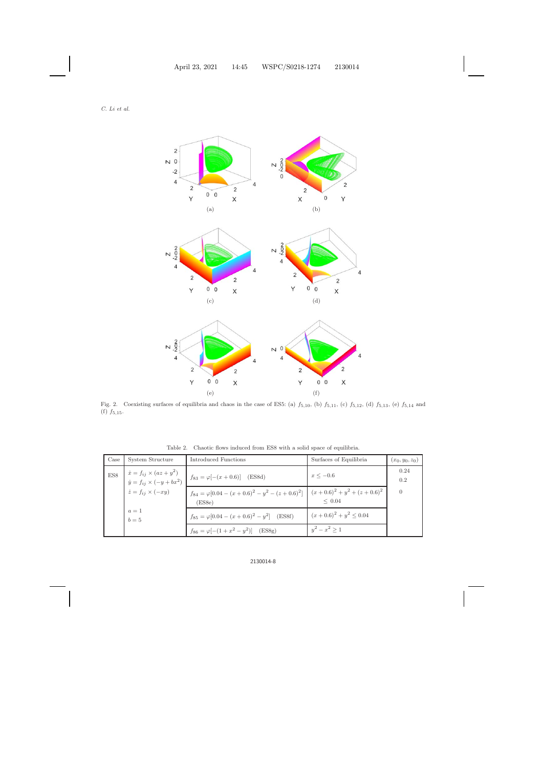Fig. 2. Coexisting surfaces of equilibria and chaos in the case of ES5: (a) $f_{5,10}$, (b) $f_{5,11}$, (c) $f_{5,12}$, (d) $f_{5,13}$, (e) $f_{5,14}$ and (f) $f_{5,15}$.

Table 2. Chaotic flows induced from ES8 with a solid space of equilibria.

| Case | System Structure | Introduced Functions | Surfaces of Equilibria | $(x_0, y_0, z_0)$ |
|---|---|---|---|---|
| ES8 | $\dot{x} = f_{ij} \times (az + y^2)$ <br> $\dot{y} = f_{ij} \times (-y + bx^2)$ <br> $\dot{z} = f_{ij} \times (-xy)$ <br><br> $a = 1$ <br> $b = 5$ | $f_{83} = \varphi[-(x + 0.6)]$ (ES8d) | $x \leq -0.6$ | 0.24 <br> 0.2 <br> 0 |
| | | $f_{84} = \varphi[0.04 - (x + 0.6)^2 - y^2 - (z + 0.6)^2]$ (ES8e) | $(x + 0.6)^2 + y^2 + (z + 0.6)^2 \leq 0.04$ | |
| | | $f_{85} = \varphi[0.04 - (x + 0.6)^2 - y^2]$ (ES8f) | $(x + 0.6)^2 + y^2 \leq 0.04$ | |
| | | $f_{86} = \varphi[-(1 + x^2 - y^2)]$ (ES8g) | $y^2 - x^2 \geq 1$ | |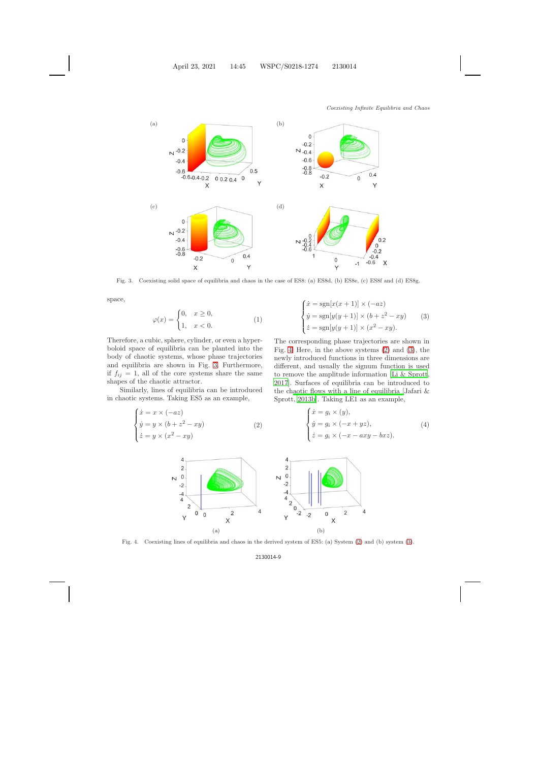Fig. 3. Coexisting solid space of equilibria and chaos in the case of ES8: (a) ES8d, (b) ES8e, (c) ES8f and (d) ES8g.

space,

$$\varphi(x) = \begin{cases} 0, & x \geq 0, \\ 1, & x < 0. \end{cases} \tag{1}$$

Therefore, a cubic, sphere, cylinder, or even a hyperboloid space of equilibria can be planted into the body of chaotic systems, whose phase trajectories and equilibria are shown in Fig. 3. Furthermore, if $f_{ij} = 1$, all of the core systems share the same shapes of the chaotic attractor.

Similarly, lines of equilibria can be introduced in chaotic systems. Taking ES5 as an example,

$$\begin{cases} \dot{x} = x \times (-az) \\ \dot{y} = y \times (b + z^2 - xy) \\ \dot{z} = y \times (x^2 - xy) \end{cases} \tag{2}$$

$$\begin{cases} \dot{x} = \text{sgn}[x(x+1)] \times (-az) \\ \dot{y} = \text{sgn}[y(y+1)] \times (b + z^2 - xy) \\ \dot{z} = \text{sgn}[y(y+1)] \times (x^2 - xy). \end{cases} \tag{3}$$

The corresponding phase trajectories are shown in Fig. 4. Here, in the above systems (2) and (3), the newly introduced functions in three dimensions are different, and usually the signum function is used to remove the amplitude information [Li & Sprott, 2017]. Surfaces of equilibria can be introduced to the chaotic flows with a line of equilibria [Jafari & Sprott, 2013b]. Taking LE1 as an example,

$$\begin{cases} \dot{x} = g_i \times (y), \\ \dot{y} = g_i \times (-x + yz), \\ \dot{z} = g_i \times (-x - axy - bxz). \end{cases} \tag{4}$$

Fig. 4. Coexisting lines of equilibria and chaos in the derived system of ES5: (a) System (2) and (b) system (3).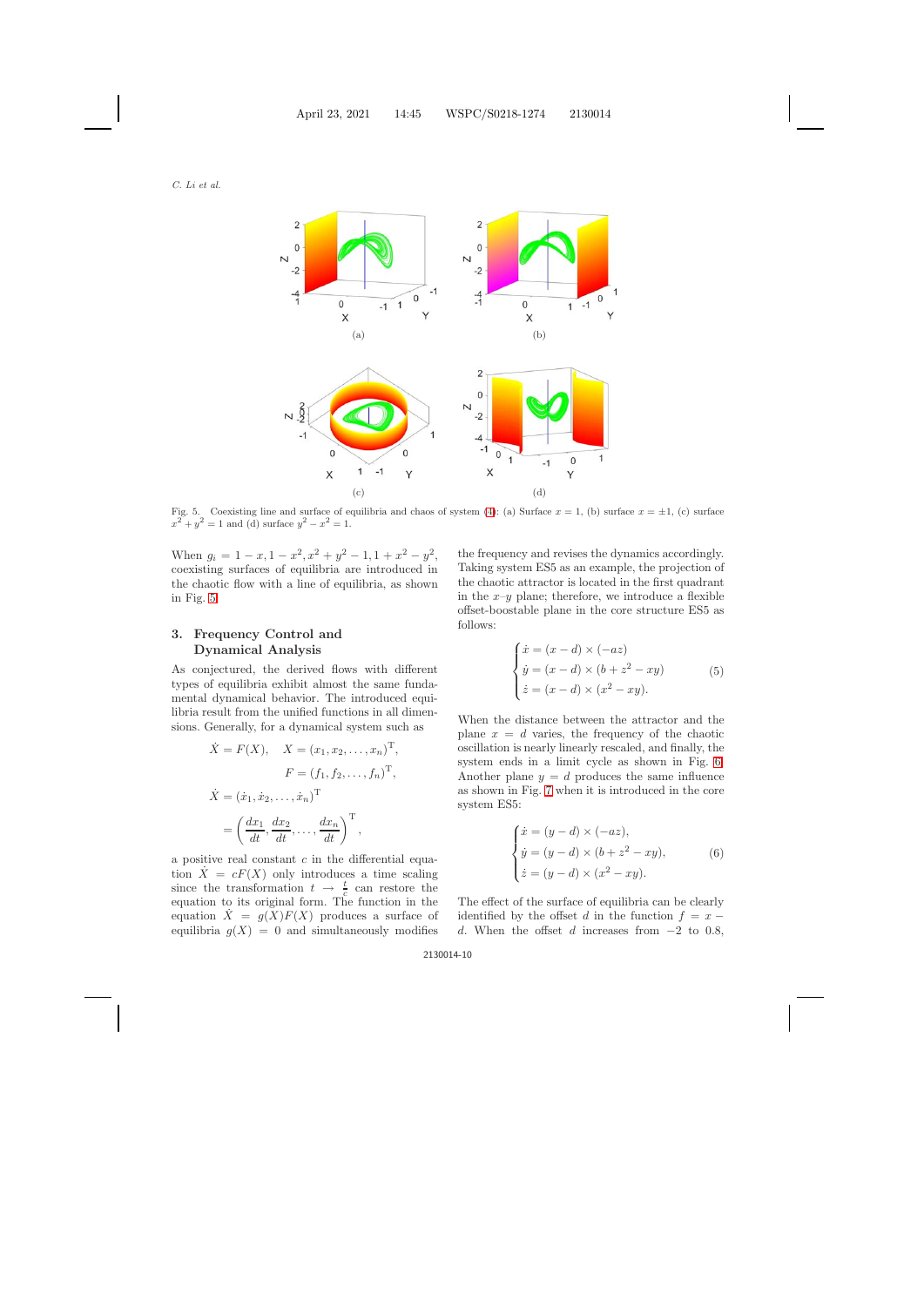Fig. 5. Coexisting line and surface of equilibria and chaos of system (4): (a) Surface $x = 1$, (b) surface $x = \pm 1$, (c) surface $x^2 + y^2 = 1$ and (d) surface $y^2 - x^2 = 1$.

When $g_i = 1 - x, 1 - x^2, x^2 + y^2 - 1, 1 + x^2 - y^2$, coexisting surfaces of equilibria are introduced in the chaotic flow with a line of equilibria, as shown in Fig. 5.

## 3. Frequency Control and Dynamical Analysis

As conjectured, the derived flows with different types of equilibria exhibit almost the same fundamental dynamical behavior. The introduced equilibria result from the unified functions in all dimensions. Generally, for a dynamical system such as

$$\dot{X} = F(X), \quad X = (x_1, x_2, \ldots, x_n)^{\mathrm{T}},$$

$$F = (f_1, f_2, \ldots, f_n)^{\mathrm{T}},$$

$$\dot{X} = (\dot{x}_1, \dot{x}_2, \ldots, \dot{x}_n)^{\mathrm{T}}$$

$$= \left(\frac{dx_1}{dt}, \frac{dx_2}{dt}, \ldots, \frac{dx_n}{dt}\right)^{\mathrm{T}},$$

a positive real constant $c$ in the differential equation $\dot{X} = cF(X)$ only introduces a time scaling since the transformation $t \to \frac{t}{c}$ can restore the equation to its original form. The function in the equation $\dot{X} = g(X)F(X)$ produces a surface of equilibria $g(X) = 0$ and simultaneously modifies the frequency and revises the dynamics accordingly. Taking system ES5 as an example, the projection of the chaotic attractor is located in the first quadrant in the $x$–$y$ plane; therefore, we introduce a flexible offset-boostable plane in the core structure ES5 as follows:

$$\begin{cases} \dot{x} = (x - d) \times (-az) \\ \dot{y} = (x - d) \times (b + z^2 - xy) \\ \dot{z} = (x - d) \times (x^2 - xy). \end{cases} \tag{5}$$

When the distance between the attractor and the plane $x = d$ varies, the frequency of the chaotic oscillation is nearly linearly rescaled, and finally, the system ends in a limit cycle as shown in Fig. 6. Another plane $y = d$ produces the same influence as shown in Fig. 7 when it is introduced in the core system ES5:

$$\begin{cases} \dot{x} = (y - d) \times (-az), \\ \dot{y} = (y - d) \times (b + z^2 - xy), \\ \dot{z} = (y - d) \times (x^2 - xy). \end{cases} \tag{6}$$

The effect of the surface of equilibria can be clearly identified by the offset $d$ in the function $f = x - d$. When the offset $d$ increases from $-2$ to 0.8,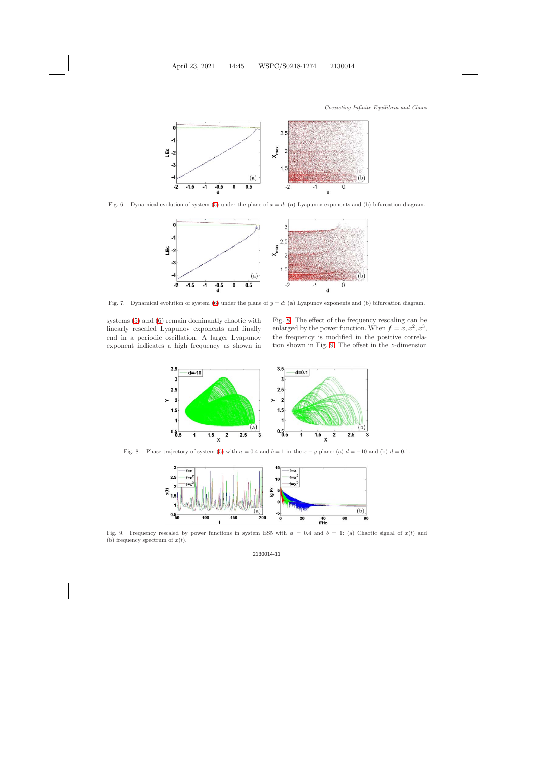Fig. 6. Dynamical evolution of system (5) under the plane of $x = d$: (a) Lyapunov exponents and (b) bifurcation diagram.

Fig. 7. Dynamical evolution of system (6) under the plane of $y = d$: (a) Lyapunov exponents and (b) bifurcation diagram.

systems (5) and (6) remain dominantly chaotic with linearly rescaled Lyapunov exponents and finally end in a periodic oscillation. A larger Lyapunov exponent indicates a high frequency as shown in Fig. 8. The effect of the frequency rescaling can be enlarged by the power function. When $f = x, x^2, x^3$, the frequency is modified in the positive correlation shown in Fig. 9. The offset in the $z$-dimension

Fig. 8. Phase trajectory of system (5) with $a = 0.4$ and $b = 1$ in the $x - y$ plane: (a) $d = -10$ and (b) $d = 0.1$.

Fig. 9. Frequency rescaled by power functions in system ES5 with $a = 0.4$ and $b = 1$: (a) Chaotic signal of $x(t)$ and (b) frequency spectrum of $x(t)$.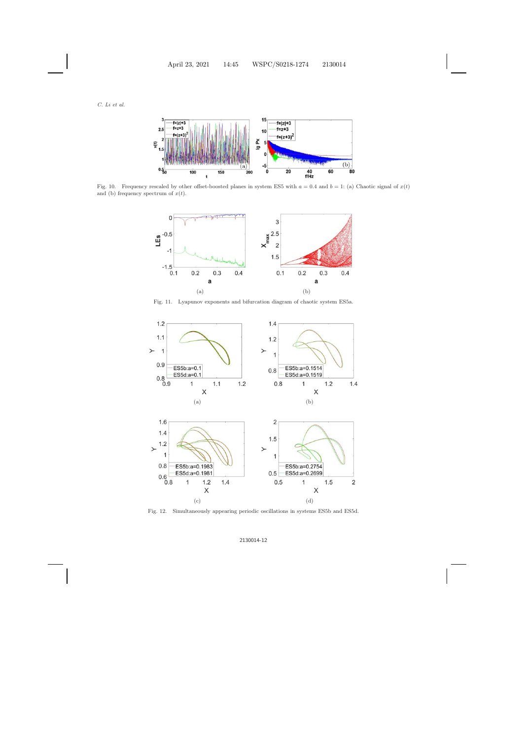Fig. 10. Frequency rescaled by other offset-boosted planes in system ES5 with $a = 0.4$ and $b = 1$: (a) Chaotic signal of $x(t)$ and (b) frequency spectrum of $x(t)$.

(a)

(b)

Fig. 11. Lyapunov exponents and bifurcation diagram of chaotic system ES5a.

(a)

(b)

(c)

(d)

Fig. 12. Simultaneously appearing periodic oscillations in systems ES5b and ES5d.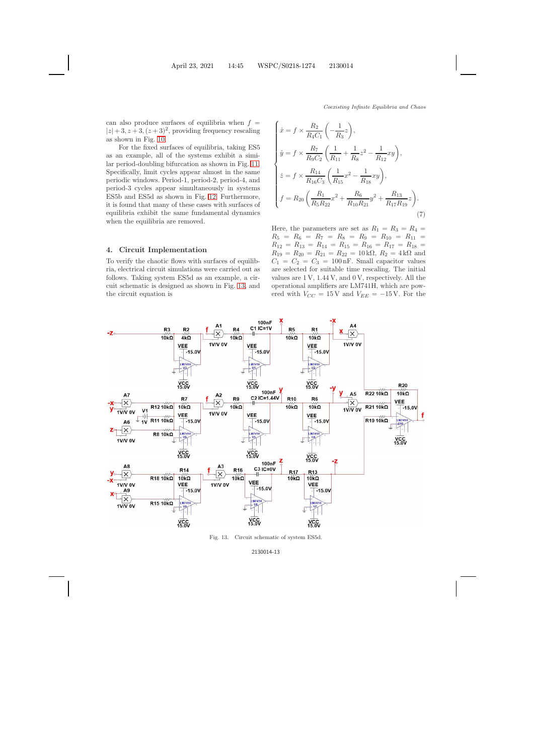can also produce surfaces of equilibria when $f = |z|+3, z+3, (z+3)^2$, providing frequency rescaling as shown in Fig. 10.

For the fixed surfaces of equilibria, taking ES5 as an example, all of the systems exhibit a similar period-doubling bifurcation as shown in Fig. 11. Specifically, limit cycles appear almost in the same periodic windows. Period-1, period-2, period-4, and period-3 cycles appear simultaneously in systems ES5b and ES5d as shown in Fig. 12. Furthermore, it is found that many of these cases with surfaces of equilibria exhibit the same fundamental dynamics when the equilibria are removed.

## 4. Circuit Implementation

To verify the chaotic flows with surfaces of equilibria, electrical circuit simulations were carried out as follows. Taking system ES5d as an example, a circuit schematic is designed as shown in Fig. 13, and the circuit equation is

$$
\begin{cases}
\dot{x} = f \times \dfrac{R_2}{R_4 C_1}\left(-\dfrac{1}{R_3}z\right), \\
\dot{y} = f \times \dfrac{R_7}{R_9 C_2}\left(\dfrac{1}{R_{11}} + \dfrac{1}{R_8}z^2 - \dfrac{1}{R_{12}}xy\right), \\
\dot{z} = f \times \dfrac{R_{14}}{R_{16} C_3}\left(\dfrac{1}{R_{15}}x^2 - \dfrac{1}{R_{18}}xy\right), \\
f = R_{20}\left(\dfrac{R_1}{R_5 R_{22}}x^2 + \dfrac{R_6}{R_{10} R_{21}}y^2 + \dfrac{R_{13}}{R_{17} R_{19}}z\right).
\end{cases}
\tag{7}
$$

Here, the parameters are set as $R_1 = R_3 = R_4 = R_5 = R_6 = R_7 = R_8 = R_9 = R_{10} = R_{11} = R_{12} = R_{13} = R_{14} = R_{15} = R_{16} = R_{17} = R_{18} = R_{19} = R_{20} = R_{21} = R_{22} = 10\,\text{k}\Omega$, $R_2 = 4\,\text{k}\Omega$ and $C_1 = C_2 = C_3 = 100\,\text{nF}$. Small capacitor values are selected for suitable time rescaling. The initial values are 1 V, 1.44 V, and 0 V, respectively. All the operational amplifiers are LM741H, which are powered with $V_{CC} = 15\,\text{V}$ and $V_{EE} = -15\,\text{V}$. For the

Fig. 13. Circuit schematic of system ES5d.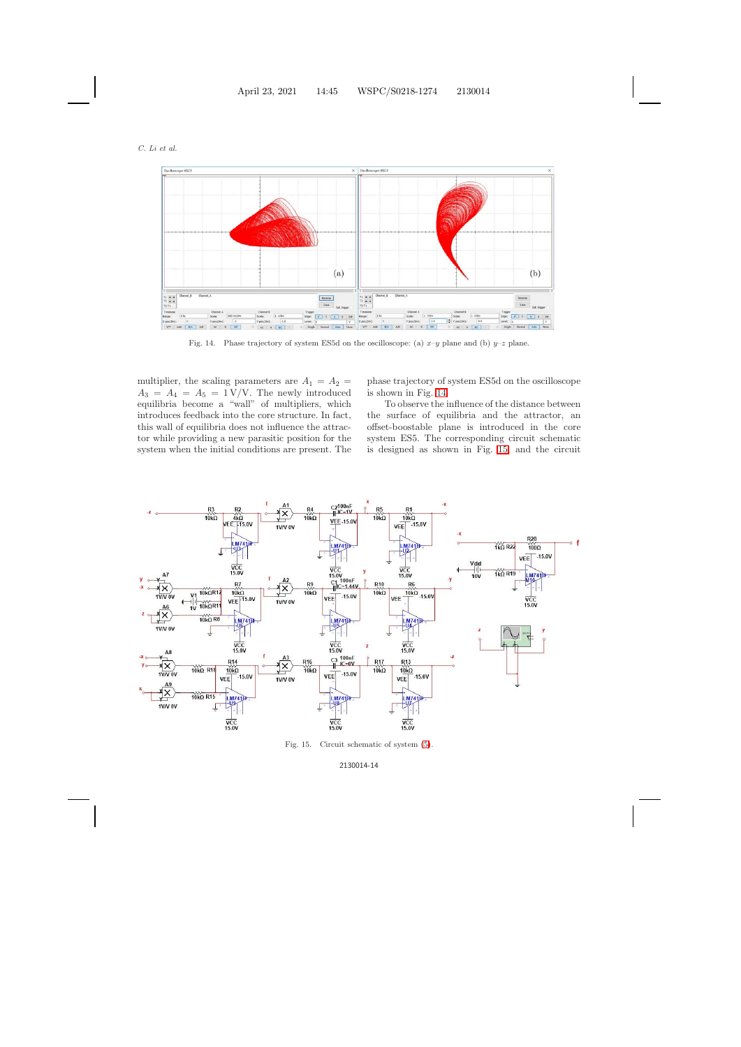Fig. 14. Phase trajectory of system ES5d on the oscilloscope: (a) $x$–$y$ plane and (b) $y$–$z$ plane.

multiplier, the scaling parameters are $A_1 = A_2 = A_3 = A_4 = A_5 = 1\,\text{V/V}$. The newly introduced equilibria become a "wall" of multipliers, which introduces feedback into the core structure. In fact, this wall of equilibria does not influence the attractor while providing a new parasitic position for the system when the initial conditions are present. The phase trajectory of system ES5d on the oscilloscope is shown in Fig. 14.

To observe the influence of the distance between the surface of equilibria and the attractor, an offset-boostable plane is introduced in the core system ES5. The corresponding circuit schematic is designed as shown in Fig. 15, and the circuit

Fig. 15. Circuit schematic of system (5).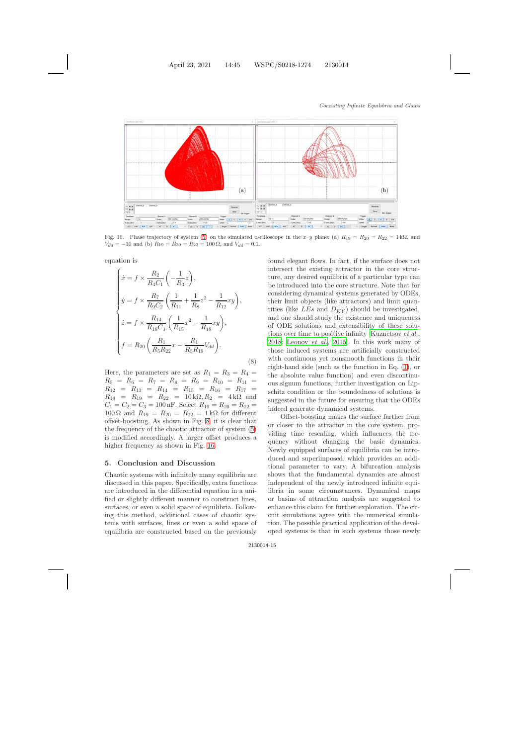Fig. 16. Phase trajectory of system (5) on the simulated oscilloscope in the $x$–$y$ plane: (a) $R_{19} = R_{20} = R_{22} = 1\,\text{k}\Omega$, and $V_{dd} = -10$ and (b) $R_{19} = R_{20} = R_{22} = 100\,\Omega$, and $V_{dd} = 0.1$.

equation is

$$
\begin{cases}
\dot{x} = f \times \dfrac{R_2}{R_4 C_1}\left(-\dfrac{1}{R_3} z\right), \\[2ex]
\dot{y} = f \times \dfrac{R_7}{R_9 C_2}\left(\dfrac{1}{R_{11}} + \dfrac{1}{R_8} z^2 - \dfrac{1}{R_{12}} xy\right), \\[2ex]
\dot{z} = f \times \dfrac{R_{14}}{R_{16} C_3}\left(\dfrac{1}{R_{15}} x^2 - \dfrac{1}{R_{18}} xy\right), \\[2ex]
f = R_{20}\left(\dfrac{R_1}{R_5 R_{22}} x - \dfrac{R_1}{R_5 R_{19}} V_{dd}\right).
\end{cases}
\tag{8}
$$

Here, the parameters are set as $R_1 = R_3 = R_4 = R_5 = R_6 = R_7 = R_8 = R_9 = R_{10} = R_{11} = R_{12} = R_{13} = R_{14} = R_{15} = R_{16} = R_{17} = R_{18} = R_{19} = R_{22} = 10\,\text{k}\Omega, R_2 = 4\,\text{k}\Omega$ and $C_1 = C_2 = C_3 = 100\,\text{nF}$. Select $R_{19} = R_{20} = R_{22} = 100\,\Omega$ and $R_{19} = R_{20} = R_{22} = 1\,\text{k}\Omega$ for different offset-boosting. As shown in Fig. 8, it is clear that the frequency of the chaotic attractor of system (5) is modified accordingly. A larger offset produces a higher frequency as shown in Fig. 16.

## 5. Conclusion and Discussion

Chaotic systems with infinitely many equilibria are discussed in this paper. Specifically, extra functions are introduced in the differential equation in a unified or slightly different manner to construct lines, surfaces, or even a solid space of equilibria. Following this method, additional cases of chaotic systems with surfaces, lines or even a solid space of equilibria are constructed based on the previously found elegant flows. In fact, if the surface does not intersect the existing attractor in the core structure, any desired equilibria of a particular type can be introduced into the core structure. Note that for considering dynamical systems generated by ODEs, their limit objects (like attractors) and limit quantities (like *LEs* and $D_{KY}$) should be investigated, and one should study the existence and uniqueness of ODE solutions and extensibility of these solutions over time to positive infinity [Kuznetsov *et al.*, 2018; Leonov *et al.*, 2015]. In this work many of those induced systems are artificially constructed with continuous yet nonsmooth functions in their right-hand side (such as the function in Eq. (1), or the absolute value function) and even discontinuous signum functions, further investigation on Lipschitz condition or the boundedness of solutions is suggested in the future for ensuring that the ODEs indeed generate dynamical systems.

Offset-boosting makes the surface farther from or closer to the attractor in the core system, providing time rescaling, which influences the frequency without changing the basic dynamics. Newly equipped surfaces of equilibria can be introduced and superimposed, which provides an additional parameter to vary. A bifurcation analysis shows that the fundamental dynamics are almost independent of the newly introduced infinite equilibria in some circumstances. Dynamical maps or basins of attraction analysis are suggested to enhance this claim for further exploration. The circuit simulations agree with the numerical simulation. The possible practical application of the developed systems is that in such systems those newly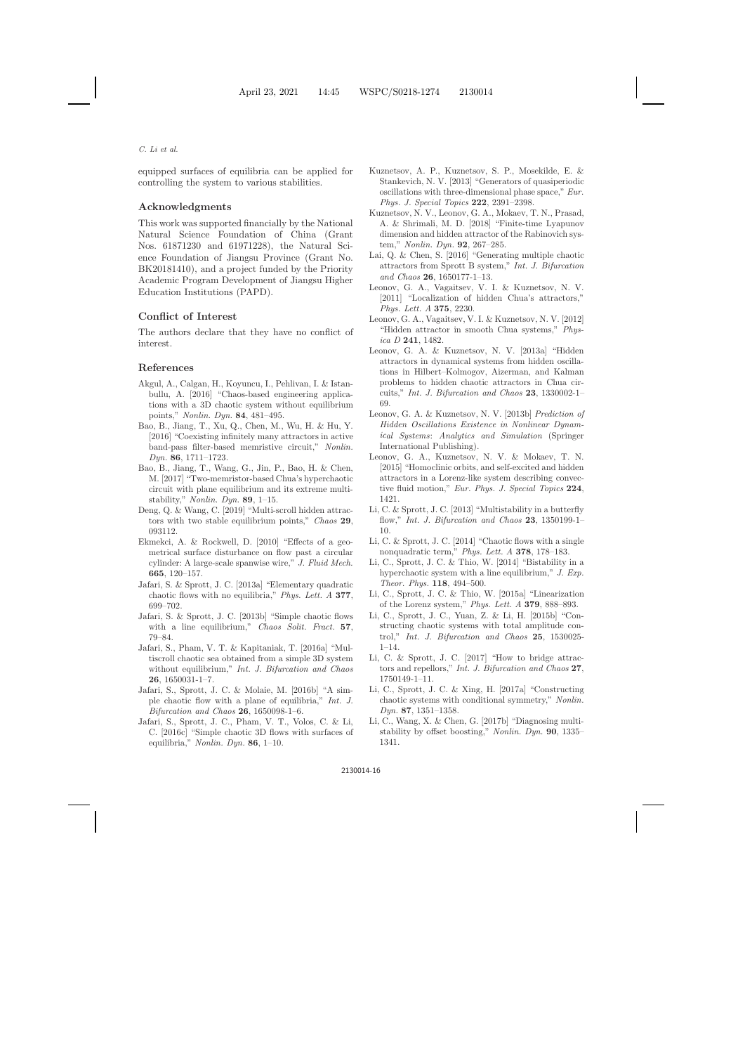equipped surfaces of equilibria can be applied for controlling the system to various stabilities.

## Acknowledgments

This work was supported financially by the National Natural Science Foundation of China (Grant Nos. 61871230 and 61971228), the Natural Science Foundation of Jiangsu Province (Grant No. BK20181410), and a project funded by the Priority Academic Program Development of Jiangsu Higher Education Institutions (PAPD).

## Conflict of Interest

The authors declare that they have no conflict of interest.

## References

Akgul, A., Calgan, H., Koyuncu, I., Pehlivan, I. & Istanbullu, A. [2016] "Chaos-based engineering applications with a 3D chaotic system without equilibrium points," *Nonlin. Dyn.* **84**, 481–495.

Bao, B., Jiang, T., Xu, Q., Chen, M., Wu, H. & Hu, Y. [2016] "Coexisting infinitely many attractors in active band-pass filter-based memristive circuit," *Nonlin. Dyn.* **86**, 1711–1723.

Bao, B., Jiang, T., Wang, G., Jin, P., Bao, H. & Chen, M. [2017] "Two-memristor-based Chua's hyperchaotic circuit with plane equilibrium and its extreme multistability," *Nonlin. Dyn.* **89**, 1–15.

Deng, Q. & Wang, C. [2019] "Multi-scroll hidden attractors with two stable equilibrium points," *Chaos* **29**, 093112.

Ekmekci, A. & Rockwell, D. [2010] "Effects of a geometrical surface disturbance on flow past a circular cylinder: A large-scale spanwise wire," *J. Fluid Mech.* **665**, 120–157.

Jafari, S. & Sprott, J. C. [2013a] "Elementary quadratic chaotic flows with no equilibria," *Phys. Lett. A* **377**, 699–702.

Jafari, S. & Sprott, J. C. [2013b] "Simple chaotic flows with a line equilibrium," *Chaos Solit. Fract.* **57**, 79–84.

Jafari, S., Pham, V. T. & Kapitaniak, T. [2016a] "Multiscroll chaotic sea obtained from a simple 3D system without equilibrium," *Int. J. Bifurcation and Chaos* **26**, 1650031-1–7.

Jafari, S., Sprott, J. C. & Molaie, M. [2016b] "A simple chaotic flow with a plane of equilibria," *Int. J. Bifurcation and Chaos* **26**, 1650098-1–6.

Jafari, S., Sprott, J. C., Pham, V. T., Volos, C. & Li, C. [2016c] "Simple chaotic 3D flows with surfaces of equilibria," *Nonlin. Dyn.* **86**, 1–10.

Kuznetsov, A. P., Kuznetsov, S. P., Mosekilde, E. & Stankevich, N. V. [2013] "Generators of quasiperiodic oscillations with three-dimensional phase space," *Eur. Phys. J. Special Topics* **222**, 2391–2398.

Kuznetsov, N. V., Leonov, G. A., Mokaev, T. N., Prasad, A. & Shrimali, M. D. [2018] "Finite-time Lyapunov dimension and hidden attractor of the Rabinovich system," *Nonlin. Dyn.* **92**, 267–285.

Lai, Q. & Chen, S. [2016] "Generating multiple chaotic attractors from Sprott B system," *Int. J. Bifurcation and Chaos* **26**, 1650177-1–13.

Leonov, G. A., Vagaitsev, V. I. & Kuznetsov, N. V. [2011] "Localization of hidden Chua's attractors," *Phys. Lett. A* **375**, 2230.

Leonov, G. A., Vagaitsev, V. I. & Kuznetsov, N. V. [2012] "Hidden attractor in smooth Chua systems," *Physica D* **241**, 1482.

Leonov, G. A. & Kuznetsov, N. V. [2013a] "Hidden attractors in dynamical systems from hidden oscillations in Hilbert–Kolmogov, Aizerman, and Kalman problems to hidden chaotic attractors in Chua circuits," *Int. J. Bifurcation and Chaos* **23**, 1330002-1–69.

Leonov, G. A. & Kuznetsov, N. V. [2013b] *Prediction of Hidden Oscillations Existence in Nonlinear Dynamical Systems: Analytics and Simulation* (Springer International Publishing).

Leonov, G. A., Kuznetsov, N. V. & Mokaev, T. N. [2015] "Homoclinic orbits, and self-excited and hidden attractors in a Lorenz-like system describing convective fluid motion," *Eur. Phys. J. Special Topics* **224**, 1421.

Li, C. & Sprott, J. C. [2013] "Multistability in a butterfly flow," *Int. J. Bifurcation and Chaos* **23**, 1350199-1–10.

Li, C. & Sprott, J. C. [2014] "Chaotic flows with a single nonquadratic term," *Phys. Lett. A* **378**, 178–183.

Li, C., Sprott, J. C. & Thio, W. [2014] "Bistability in a hyperchaotic system with a line equilibrium," *J. Exp. Theor. Phys.* **118**, 494–500.

Li, C., Sprott, J. C. & Thio, W. [2015a] "Linearization of the Lorenz system," *Phys. Lett. A* **379**, 888–893.

Li, C., Sprott, J. C., Yuan, Z. & Li, H. [2015b] "Constructing chaotic systems with total amplitude control," *Int. J. Bifurcation and Chaos* **25**, 1530025-1–14.

Li, C. & Sprott, J. C. [2017] "How to bridge attractors and repellors," *Int. J. Bifurcation and Chaos* **27**, 1750149-1–11.

Li, C., Sprott, J. C. & Xing, H. [2017a] "Constructing chaotic systems with conditional symmetry," *Nonlin. Dyn.* **87**, 1351–1358.

Li, C., Wang, X. & Chen, G. [2017b] "Diagnosing multistability by offset boosting," *Nonlin. Dyn.* **90**, 1335–1341.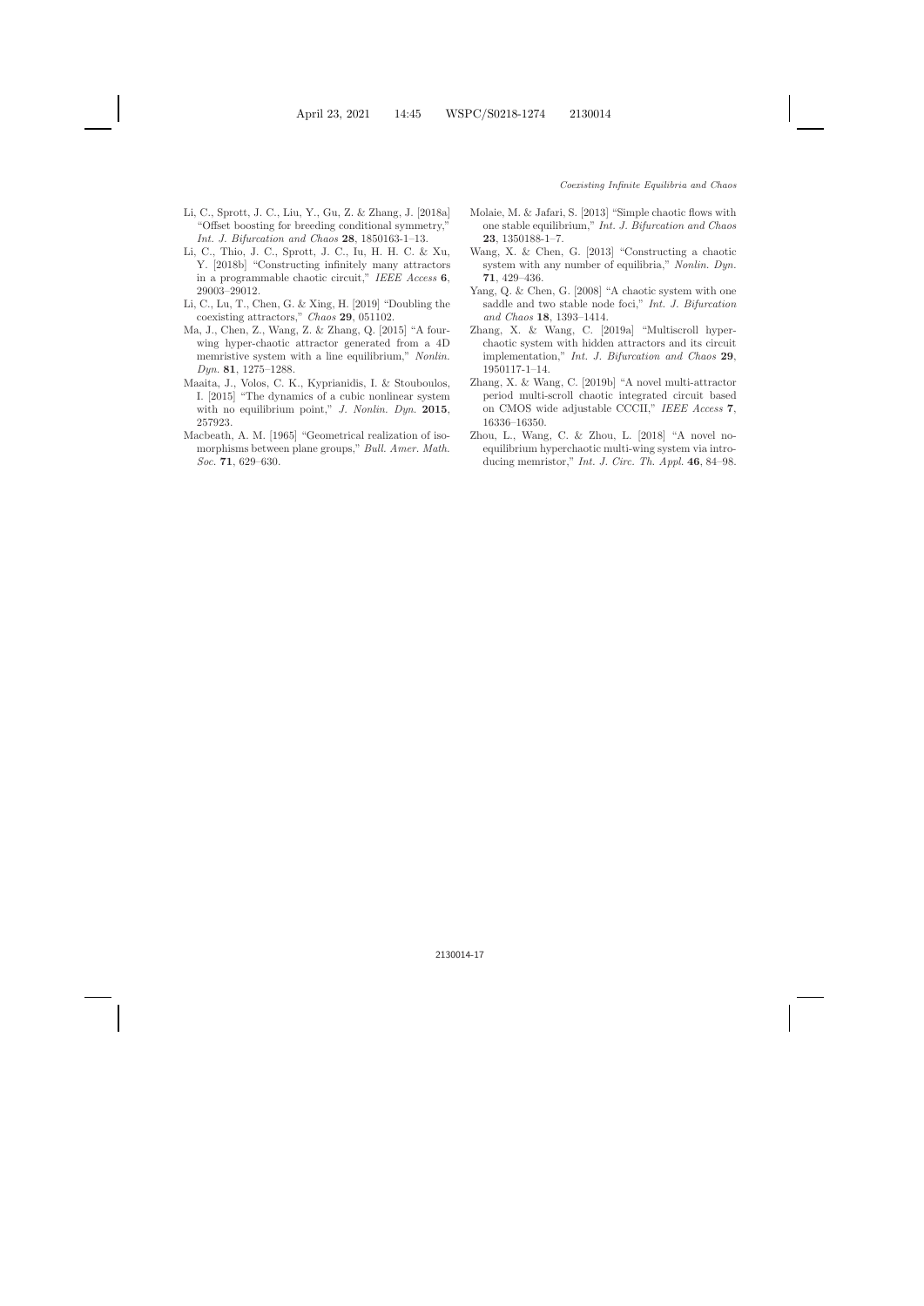Li, C., Sprott, J. C., Liu, Y., Gu, Z. & Zhang, J. [2018a] "Offset boosting for breeding conditional symmetry," *Int. J. Bifurcation and Chaos* **28**, 1850163-1–13.

Li, C., Thio, J. C., Sprott, J. C., Iu, H. H. C. & Xu, Y. [2018b] "Constructing infinitely many attractors in a programmable chaotic circuit," *IEEE Access* **6**, 29003–29012.

Li, C., Lu, T., Chen, G. & Xing, H. [2019] "Doubling the coexisting attractors," *Chaos* **29**, 051102.

Ma, J., Chen, Z., Wang, Z. & Zhang, Q. [2015] "A four-wing hyper-chaotic attractor generated from a 4D memristive system with a line equilibrium," *Nonlin. Dyn.* **81**, 1275–1288.

Maaita, J., Volos, C. K., Kyprianidis, I. & Stouboulos, I. [2015] "The dynamics of a cubic nonlinear system with no equilibrium point," *J. Nonlin. Dyn.* **2015**, 257923.

Macbeath, A. M. [1965] "Geometrical realization of isomorphisms between plane groups," *Bull. Amer. Math. Soc.* **71**, 629–630.

Molaie, M. & Jafari, S. [2013] "Simple chaotic flows with one stable equilibrium," *Int. J. Bifurcation and Chaos* **23**, 1350188-1–7.

Wang, X. & Chen, G. [2013] "Constructing a chaotic system with any number of equilibria," *Nonlin. Dyn.* **71**, 429–436.

Yang, Q. & Chen, G. [2008] "A chaotic system with one saddle and two stable node foci," *Int. J. Bifurcation and Chaos* **18**, 1393–1414.

Zhang, X. & Wang, C. [2019a] "Multiscroll hyperchaotic system with hidden attractors and its circuit implementation," *Int. J. Bifurcation and Chaos* **29**, 1950117-1–14.

Zhang, X. & Wang, C. [2019b] "A novel multi-attractor period multi-scroll chaotic integrated circuit based on CMOS wide adjustable CCCII," *IEEE Access* **7**, 16336–16350.

Zhou, L., Wang, C. & Zhou, L. [2018] "A novel no-equilibrium hyperchaotic multi-wing system via introducing memristor," *Int. J. Circ. Th. Appl.* **46**, 84–98.